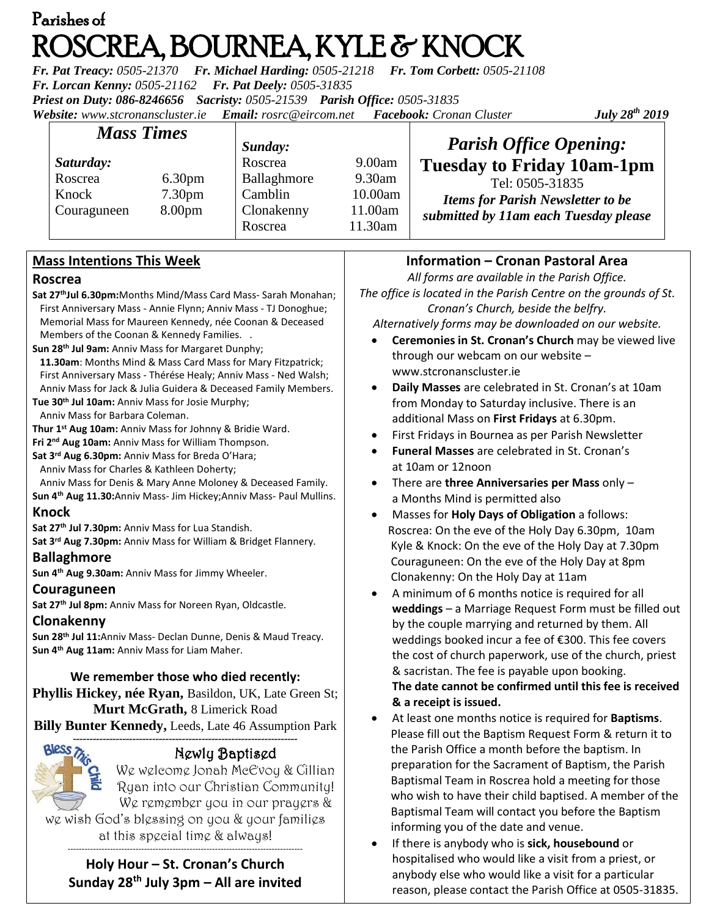# Parishes of ROSCREA, BOURNEA, KYLE & KNOCK

*Fr. Pat Treacy:* *0505-21370* *Fr. Michael Harding:* *0505-21218* *Fr. Tom Corbett:* *0505-21108*
*Fr. Lorcan Kenny:* *0505-21162* *Fr. Pat Deely:* *0505-31835*
*Priest on Duty:* *086-8246656* *Sacristy:* *0505-21539* *Parish Office:* *0505-31835*
*Website:* *www.stcronanscluster.ie* *Email:* *rosrc@eircom.net* *Facebook:* *Cronan Cluster* ***July 28th 2019***

## Mass Times

| *Saturday:* | | *Sunday:* | |
|---|---|---|---|
| Roscrea | 6.30pm | Roscrea | 9.00am |
| Knock | 7.30pm | Ballaghmore | 9.30am |
| Couraguneen | 8.00pm | Camblin | 10.00am |
| | | Clonakenny | 11.00am |
| | | Roscrea | 11.30am |

## *Parish Office Opening:*
**Tuesday to Friday 10am-1pm**
Tel: 0505-31835
***Items for Parish Newsletter to be submitted by 11am each Tuesday please***

## Mass Intentions This Week

### Roscrea

**Sat 27thJul 6.30pm:**Months Mind/Mass Card Mass- Sarah Monahan; First Anniversary Mass - Annie Flynn; Anniv Mass - TJ Donoghue; Memorial Mass for Maureen Kennedy, née Coonan & Deceased Members of the Coonan & Kennedy Families.

**Sun 28th Jul 9am:** Anniv Mass for Margaret Dunphy;
**11.30am**: Months Mind & Mass Card Mass for Mary Fitzpatrick; First Anniversary Mass - Thérése Healy; Anniv Mass - Ned Walsh; Anniv Mass for Jack & Julia Guidera & Deceased Family Members.

**Tue 30th Jul 10am:** Anniv Mass for Josie Murphy; Anniv Mass for Barbara Coleman.

**Thur 1st Aug 10am:** Anniv Mass for Johnny & Bridie Ward.

**Fri 2nd Aug 10am:** Anniv Mass for William Thompson.

**Sat 3rd Aug 6.30pm:** Anniv Mass for Breda O'Hara; Anniv Mass for Charles & Kathleen Doherty; Anniv Mass for Denis & Mary Anne Moloney & Deceased Family.

**Sun 4th Aug 11.30:**Anniv Mass- Jim Hickey;Anniv Mass- Paul Mullins.

### Knock

**Sat 27th Jul 7.30pm:** Anniv Mass for Lua Standish.
**Sat 3rd Aug 7.30pm:** Anniv Mass for William & Bridget Flannery.

### Ballaghmore

**Sun 4th Aug 9.30am:** Anniv Mass for Jimmy Wheeler.

### Couraguneen

**Sat 27th Jul 8pm:** Anniv Mass for Noreen Ryan, Oldcastle.

### Clonakenny

**Sun 28th Jul 11:**Anniv Mass- Declan Dunne, Denis & Maud Treacy.
**Sun 4th Aug 11am:** Anniv Mass for Liam Maher.

**We remember those who died recently:**

**Phyllis Hickey, née Ryan,** Basildon, UK, Late Green St;
**Murt McGrath,** 8 Limerick Road
**Billy Bunter Kennedy,** Leeds, Late 46 Assumption Park

---

### Newly Baptised

We welcome Jonah McEvoy & Cillian Ryan into our Christian Community! We remember you in our prayers & we wish God's blessing on you & your families at this special time & always!

---

**Holy Hour – St. Cronan's Church**
**Sunday 28th July 3pm – All are invited**

## Information – Cronan Pastoral Area

*All forms are available in the Parish Office.*
*The office is located in the Parish Centre on the grounds of St. Cronan's Church, beside the belfry.*
*Alternatively forms may be downloaded on our website.*

- **Ceremonies in St. Cronan's Church** may be viewed live through our webcam on our website – www.stcronanscluster.ie
- **Daily Masses** are celebrated in St. Cronan's at 10am from Monday to Saturday inclusive. There is an additional Mass on **First Fridays** at 6.30pm.
- First Fridays in Bournea as per Parish Newsletter
- **Funeral Masses** are celebrated in St. Cronan's at 10am or 12noon
- There are **three Anniversaries per Mass** only – a Months Mind is permitted also
- Masses for **Holy Days of Obligation** a follows:
  Roscrea: On the eve of the Holy Day 6.30pm, 10am
  Kyle & Knock: On the eve of the Holy Day at 7.30pm
  Couraguneen: On the eve of the Holy Day at 8pm
  Clonakenny: On the Holy Day at 11am
- A minimum of 6 months notice is required for all **weddings** – a Marriage Request Form must be filled out by the couple marrying and returned by them. All weddings booked incur a fee of €300. This fee covers the cost of church paperwork, use of the church, priest & sacristan. The fee is payable upon booking. **The date cannot be confirmed until this fee is received & a receipt is issued.**
- At least one months notice is required for **Baptisms**. Please fill out the Baptism Request Form & return it to the Parish Office a month before the baptism. In preparation for the Sacrament of Baptism, the Parish Baptismal Team in Roscrea hold a meeting for those who wish to have their child baptised. A member of the Baptismal Team will contact you before the Baptism informing you of the date and venue.
- If there is anybody who is **sick, housebound** or hospitalised who would like a visit from a priest, or anybody else who would like a visit for a particular reason, please contact the Parish Office at 0505-31835.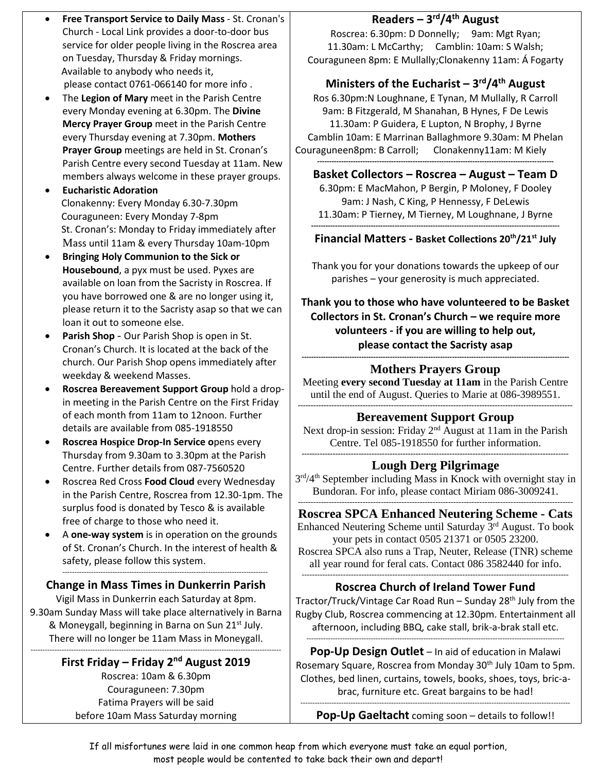- **Free Transport Service to Daily Mass** - St. Cronan's Church - Local Link provides a door-to-door bus service for older people living in the Roscrea area on Tuesday, Thursday & Friday mornings. Available to anybody who needs it, please contact 0761-066140 for more info .
- The **Legion of Mary** meet in the Parish Centre every Monday evening at 6.30pm. The **Divine Mercy Prayer Group** meet in the Parish Centre every Thursday evening at 7.30pm. **Mothers Prayer Group** meetings are held in St. Cronan's Parish Centre every second Tuesday at 11am. New members always welcome in these prayer groups.
- **Eucharistic Adoration**
  Clonakenny: Every Monday 6.30-7.30pm
  Couraguneen: Every Monday 7-8pm
  St. Cronan's: Monday to Friday immediately after Mass until 11am & every Thursday 10am-10pm
- **Bringing Holy Communion to the Sick or Housebound**, a pyx must be used. Pyxes are available on loan from the Sacristy in Roscrea. If you have borrowed one & are no longer using it, please return it to the Sacristy asap so that we can loan it out to someone else.
- **Parish Shop** - Our Parish Shop is open in St. Cronan's Church. It is located at the back of the church. Our Parish Shop opens immediately after weekday & weekend Masses.
- **Roscrea Bereavement Support Group** hold a drop-in meeting in the Parish Centre on the First Friday of each month from 11am to 12noon. Further details are available from 085-1918550
- **Roscrea Hospice Drop-In Service o**pens every Thursday from 9.30am to 3.30pm at the Parish Centre. Further details from 087-7560520
- Roscrea Red Cross **Food Cloud** every Wednesday in the Parish Centre, Roscrea from 12.30-1pm. The surplus food is donated by Tesco & is available free of charge to those who need it.
- A **one-way system** is in operation on the grounds of St. Cronan's Church. In the interest of health & safety, please follow this system.

## Change in Mass Times in Dunkerrin Parish

Vigil Mass in Dunkerrin each Saturday at 8pm.
9.30am Sunday Mass will take place alternatively in Barna & Moneygall, beginning in Barna on Sun 21st July.
There will no longer be 11am Mass in Moneygall.

## First Friday – Friday 2nd August 2019

Roscrea: 10am & 6.30pm
Couraguneen: 7.30pm
Fatima Prayers will be said before 10am Mass Saturday morning

## Readers – 3rd/4th August

Roscrea: 6.30pm: D Donnelly; 9am: Mgt Ryan; 11.30am: L McCarthy; Camblin: 10am: S Walsh; Couraguneen 8pm: E Mullally;Clonakenny 11am: Á Fogarty

## Ministers of the Eucharist – 3rd/4th August

Ros 6.30pm:N Loughnane, E Tynan, M Mullally, R Carroll
9am: B Fitzgerald, M Shanahan, B Hynes, F De Lewis
11.30am: P Guidera, E Lupton, N Brophy, J Byrne
Camblin 10am: E Marrinan Ballaghmore 9.30am: M Phelan
Couraguneen8pm: B Carroll; Clonakenny11am: M Kiely

## Basket Collectors – Roscrea – August – Team D

6.30pm: E MacMahon, P Bergin, P Moloney, F Dooley
9am: J Nash, C King, P Hennessy, F DeLewis
11.30am: P Tierney, M Tierney, M Loughnane, J Byrne

## Financial Matters - Basket Collections 20th/21st July

Thank you for your donations towards the upkeep of our parishes – your generosity is much appreciated.

**Thank you to those who have volunteered to be Basket Collectors in St. Cronan's Church – we require more volunteers - if you are willing to help out, please contact the Sacristy asap**

## Mothers Prayers Group

Meeting **every second Tuesday at 11am** in the Parish Centre until the end of August. Queries to Marie at 086-3989551.

## Bereavement Support Group

Next drop-in session: Friday 2nd August at 11am in the Parish Centre. Tel 085-1918550 for further information.

## Lough Derg Pilgrimage

3rd/4th September including Mass in Knock with overnight stay in Bundoran. For info, please contact Miriam 086-3009241.

## Roscrea SPCA Enhanced Neutering Scheme - Cats

Enhanced Neutering Scheme until Saturday 3rd August. To book your pets in contact 0505 21371 or 0505 23200.
Roscrea SPCA also runs a Trap, Neuter, Release (TNR) scheme all year round for feral cats. Contact 086 3582440 for info.

## Roscrea Church of Ireland Tower Fund

Tractor/Truck/Vintage Car Road Run – Sunday 28th July from the Rugby Club, Roscrea commencing at 12.30pm. Entertainment all afternoon, including BBQ, cake stall, brik-a-brak stall etc.

**Pop-Up Design Outlet** – In aid of education in Malawi
Rosemary Square, Roscrea from Monday 30th July 10am to 5pm.
Clothes, bed linen, curtains, towels, books, shoes, toys, bric-a-brac, furniture etc. Great bargains to be had!

**Pop-Up Gaeltacht** coming soon – details to follow!!

If all misfortunes were laid in one common heap from which everyone must take an equal portion, most people would be contented to take back their own and depart!